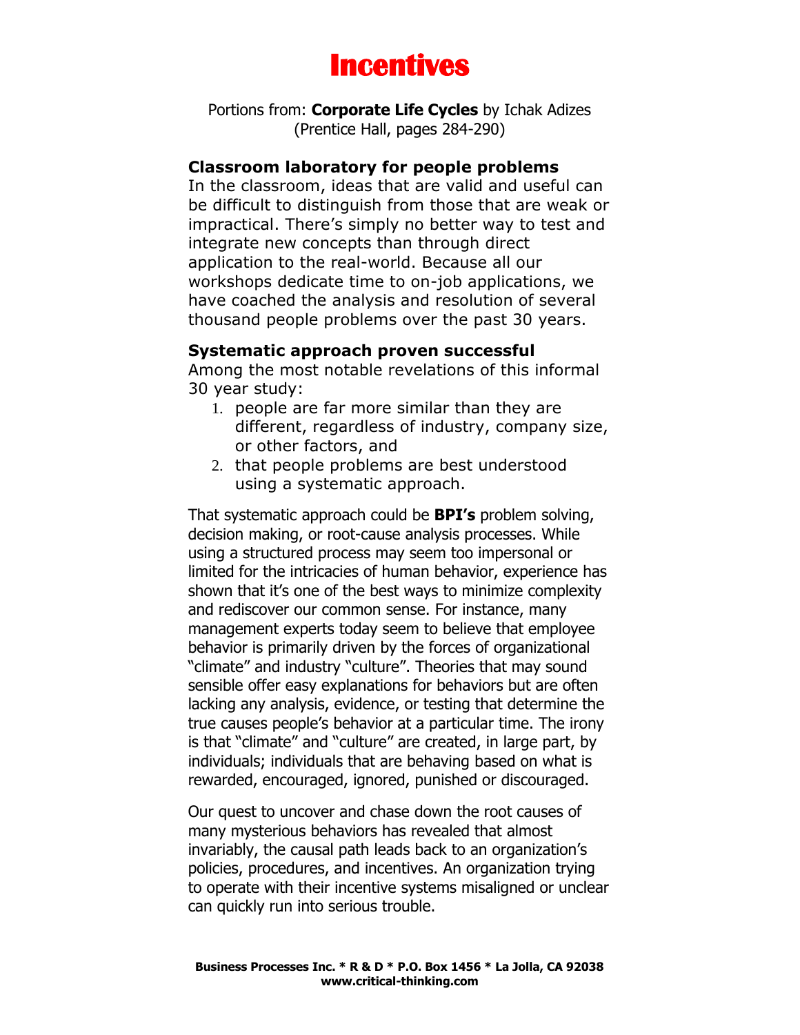# Incentives

Portions from: **Corporate Life Cycles** by Ichak Adizes
(Prentice Hall, pages 284-290)

### Classroom laboratory for people problems

In the classroom, ideas that are valid and useful can be difficult to distinguish from those that are weak or impractical. There's simply no better way to test and integrate new concepts than through direct application to the real-world. Because all our workshops dedicate time to on-job applications, we have coached the analysis and resolution of several thousand people problems over the past 30 years.

### Systematic approach proven successful

Among the most notable revelations of this informal 30 year study:

1. people are far more similar than they are different, regardless of industry, company size, or other factors, and
2. that people problems are best understood using a systematic approach.

That systematic approach could be **BPI's** problem solving, decision making, or root-cause analysis processes. While using a structured process may seem too impersonal or limited for the intricacies of human behavior, experience has shown that it's one of the best ways to minimize complexity and rediscover our common sense. For instance, many management experts today seem to believe that employee behavior is primarily driven by the forces of organizational "climate" and industry "culture". Theories that may sound sensible offer easy explanations for behaviors but are often lacking any analysis, evidence, or testing that determine the true causes people's behavior at a particular time. The irony is that "climate" and "culture" are created, in large part, by individuals; individuals that are behaving based on what is rewarded, encouraged, ignored, punished or discouraged.

Our quest to uncover and chase down the root causes of many mysterious behaviors has revealed that almost invariably, the causal path leads back to an organization's policies, procedures, and incentives. An organization trying to operate with their incentive systems misaligned or unclear can quickly run into serious trouble.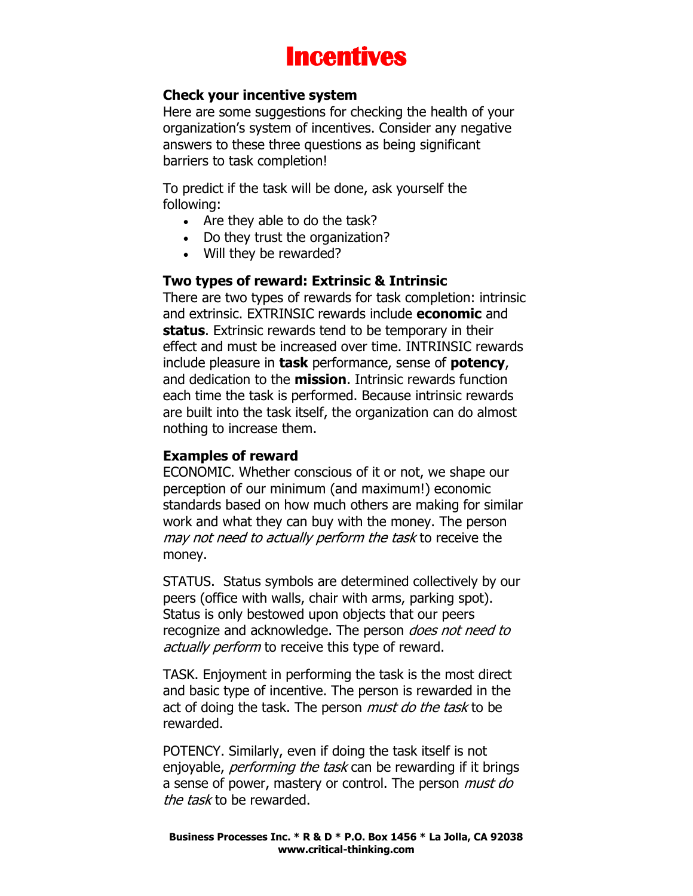# Incentives

### Check your incentive system

Here are some suggestions for checking the health of your organization's system of incentives. Consider any negative answers to these three questions as being significant barriers to task completion!

To predict if the task will be done, ask yourself the following:

- Are they able to do the task?
- Do they trust the organization?
- Will they be rewarded?

### Two types of reward: Extrinsic & Intrinsic

There are two types of rewards for task completion: intrinsic and extrinsic. EXTRINSIC rewards include **economic** and **status**. Extrinsic rewards tend to be temporary in their effect and must be increased over time. INTRINSIC rewards include pleasure in **task** performance, sense of **potency**, and dedication to the **mission**. Intrinsic rewards function each time the task is performed. Because intrinsic rewards are built into the task itself, the organization can do almost nothing to increase them.

### Examples of reward

ECONOMIC. Whether conscious of it or not, we shape our perception of our minimum (and maximum!) economic standards based on how much others are making for similar work and what they can buy with the money. The person *may not need to actually perform the task* to receive the money.

STATUS. Status symbols are determined collectively by our peers (office with walls, chair with arms, parking spot). Status is only bestowed upon objects that our peers recognize and acknowledge. The person *does not need to actually perform* to receive this type of reward.

TASK. Enjoyment in performing the task is the most direct and basic type of incentive. The person is rewarded in the act of doing the task. The person *must do the task* to be rewarded.

POTENCY. Similarly, even if doing the task itself is not enjoyable, *performing the task* can be rewarding if it brings a sense of power, mastery or control. The person *must do the task* to be rewarded.

**Business Processes Inc. * R & D * P.O. Box 1456 * La Jolla, CA 92038**
**www.critical-thinking.com**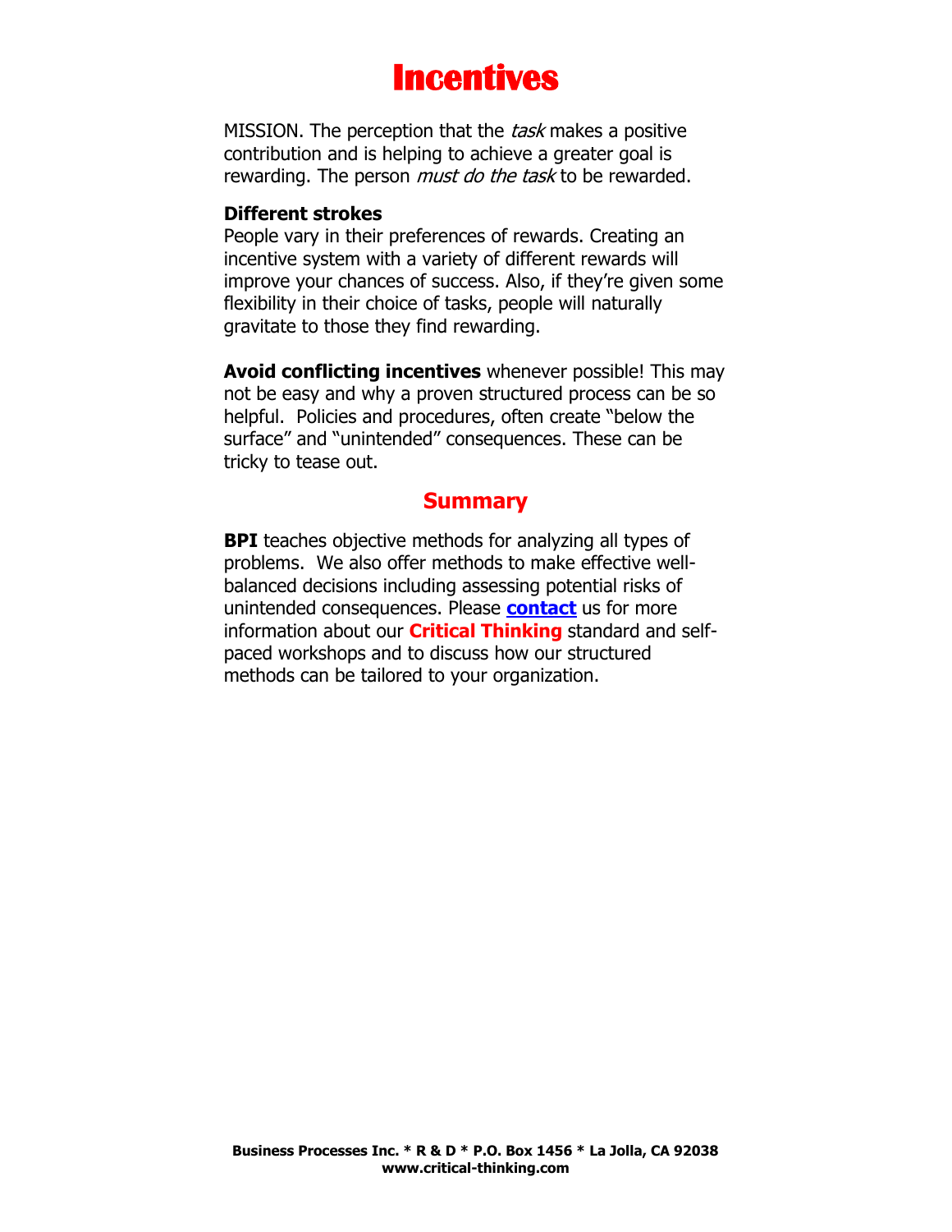# Incentives

MISSION. The perception that the *task* makes a positive contribution and is helping to achieve a greater goal is rewarding. The person *must do the task* to be rewarded.

**Different strokes**
People vary in their preferences of rewards. Creating an incentive system with a variety of different rewards will improve your chances of success. Also, if they're given some flexibility in their choice of tasks, people will naturally gravitate to those they find rewarding.

**Avoid conflicting incentives** whenever possible! This may not be easy and why a proven structured process can be so helpful. Policies and procedures, often create "below the surface" and "unintended" consequences. These can be tricky to tease out.

## Summary

**BPI** teaches objective methods for analyzing all types of problems. We also offer methods to make effective well-balanced decisions including assessing potential risks of unintended consequences. Please **contact** us for more information about our **Critical Thinking** standard and self-paced workshops and to discuss how our structured methods can be tailored to your organization.

**Business Processes Inc. * R & D * P.O. Box 1456 * La Jolla, CA 92038**
**www.critical-thinking.com**